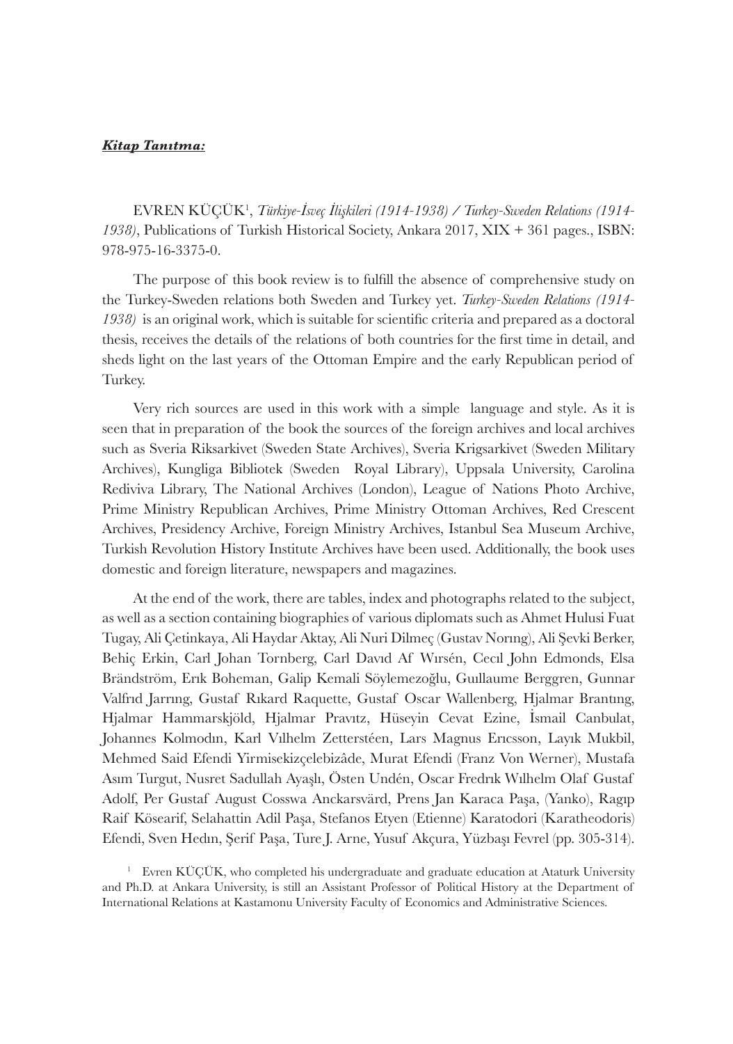***Kitap Tanıtma:***

EVREN KÜÇÜK[1], *Türkiye-İsveç İlişkileri (1914-1938) / Turkey-Sweden Relations (1914-1938)*, Publications of Turkish Historical Society, Ankara 2017, XIX + 361 pages., ISBN: 978-975-16-3375-0.

The purpose of this book review is to fulfill the absence of comprehensive study on the Turkey-Sweden relations both Sweden and Turkey yet. *Turkey-Sweden Relations (1914-1938)* is an original work, which is suitable for scientific criteria and prepared as a doctoral thesis, receives the details of the relations of both countries for the first time in detail, and sheds light on the last years of the Ottoman Empire and the early Republican period of Turkey.

Very rich sources are used in this work with a simple language and style. As it is seen that in preparation of the book the sources of the foreign archives and local archives such as Sveria Riksarkivet (Sweden State Archives), Sveria Krigsarkivet (Sweden Military Archives), Kungliga Bibliotek (Sweden Royal Library), Uppsala University, Carolina Rediviva Library, The National Archives (London), League of Nations Photo Archive, Prime Ministry Republican Archives, Prime Ministry Ottoman Archives, Red Crescent Archives, Presidency Archive, Foreign Ministry Archives, Istanbul Sea Museum Archive, Turkish Revolution History Institute Archives have been used. Additionally, the book uses domestic and foreign literature, newspapers and magazines.

At the end of the work, there are tables, index and photographs related to the subject, as well as a section containing biographies of various diplomats such as Ahmet Hulusi Fuat Tugay, Ali Çetinkaya, Ali Haydar Aktay, Ali Nuri Dilmeç (Gustav Norıng), Ali Şevki Berker, Behiç Erkin, Carl Johan Tornberg, Carl Davıd Af Wırsén, Cecıl John Edmonds, Elsa Brändström, Erık Boheman, Galip Kemali Söylemezoğlu, Guıllaume Berggren, Gunnar Valfrıd Jarrıng, Gustaf Rıkard Raquette, Gustaf Oscar Wallenberg, Hjalmar Brantıng, Hjalmar Hammarskjöld, Hjalmar Pravıtz, Hüseyin Cevat Ezine, İsmail Canbulat, Johannes Kolmodın, Karl Vılhelm Zetterstéen, Lars Magnus Erıcsson, Layık Mukbil, Mehmed Said Efendi Yirmisekizçelebizâde, Murat Efendi (Franz Von Werner), Mustafa Asım Turgut, Nusret Sadullah Ayaşlı, Östen Undén, Oscar Fredrık Wılhelm Olaf Gustaf Adolf, Per Gustaf August Cosswa Anckarsvärd, Prens Jan Karaca Paşa, (Yanko), Ragıp Raif Kösearif, Selahattin Adil Paşa, Stefanos Etyen (Etienne) Karatodori (Karatheodoris) Efendi, Sven Hedın, Şerif Paşa, Ture J. Arne, Yusuf Akçura, Yüzbaşı Fevrel (pp. 305-314).

[1] Evren KÜÇÜK, who completed his undergraduate and graduate education at Ataturk University and Ph.D. at Ankara University, is still an Assistant Professor of Political History at the Department of International Relations at Kastamonu University Faculty of Economics and Administrative Sciences.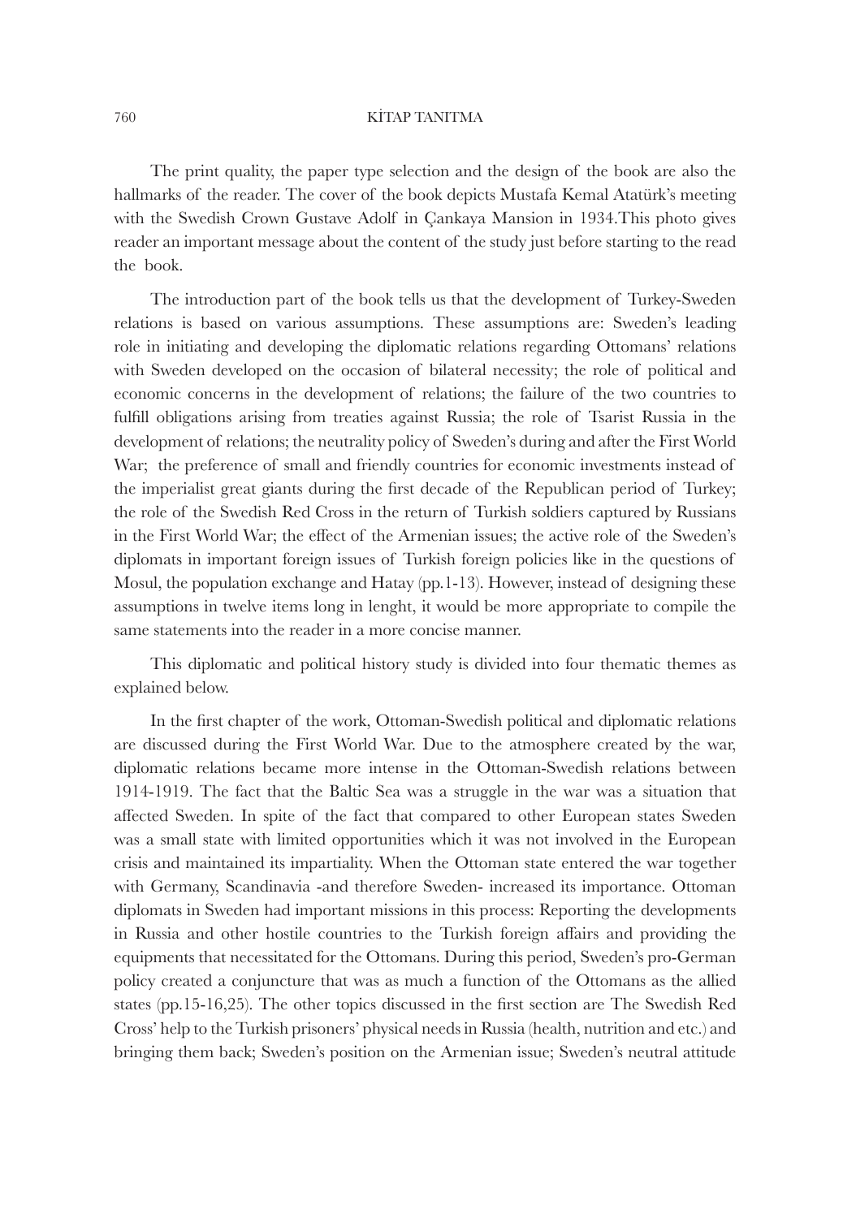The print quality, the paper type selection and the design of the book are also the hallmarks of the reader. The cover of the book depicts Mustafa Kemal Atatürk's meeting with the Swedish Crown Gustave Adolf in Çankaya Mansion in 1934.This photo gives reader an important message about the content of the study just before starting to the read the book.

The introduction part of the book tells us that the development of Turkey-Sweden relations is based on various assumptions. These assumptions are: Sweden's leading role in initiating and developing the diplomatic relations regarding Ottomans' relations with Sweden developed on the occasion of bilateral necessity; the role of political and economic concerns in the development of relations; the failure of the two countries to fulfill obligations arising from treaties against Russia; the role of Tsarist Russia in the development of relations; the neutrality policy of Sweden's during and after the First World War; the preference of small and friendly countries for economic investments instead of the imperialist great giants during the first decade of the Republican period of Turkey; the role of the Swedish Red Cross in the return of Turkish soldiers captured by Russians in the First World War; the effect of the Armenian issues; the active role of the Sweden's diplomats in important foreign issues of Turkish foreign policies like in the questions of Mosul, the population exchange and Hatay (pp.1-13). However, instead of designing these assumptions in twelve items long in lenght, it would be more appropriate to compile the same statements into the reader in a more concise manner.

This diplomatic and political history study is divided into four thematic themes as explained below.

In the first chapter of the work, Ottoman-Swedish political and diplomatic relations are discussed during the First World War. Due to the atmosphere created by the war, diplomatic relations became more intense in the Ottoman-Swedish relations between 1914-1919. The fact that the Baltic Sea was a struggle in the war was a situation that affected Sweden. In spite of the fact that compared to other European states Sweden was a small state with limited opportunities which it was not involved in the European crisis and maintained its impartiality. When the Ottoman state entered the war together with Germany, Scandinavia -and therefore Sweden- increased its importance. Ottoman diplomats in Sweden had important missions in this process: Reporting the developments in Russia and other hostile countries to the Turkish foreign affairs and providing the equipments that necessitated for the Ottomans. During this period, Sweden's pro-German policy created a conjuncture that was as much a function of the Ottomans as the allied states (pp.15-16,25). The other topics discussed in the first section are The Swedish Red Cross' help to the Turkish prisoners' physical needs in Russia (health, nutrition and etc.) and bringing them back; Sweden's position on the Armenian issue; Sweden's neutral attitude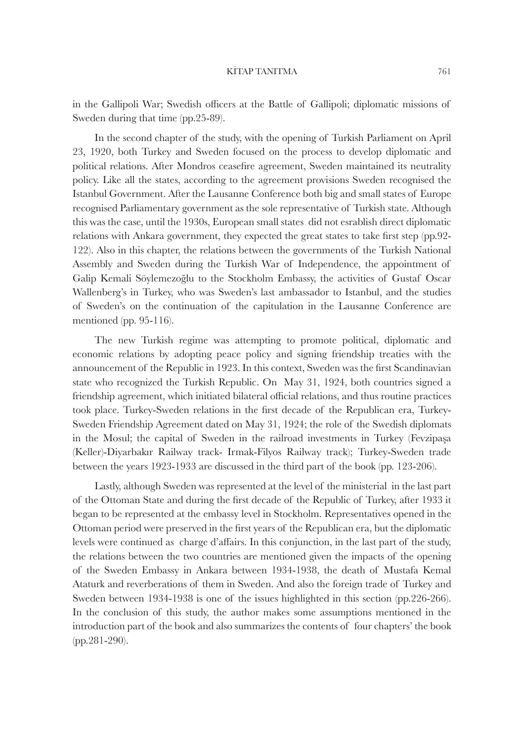in the Gallipoli War; Swedish officers at the Battle of Gallipoli; diplomatic missions of Sweden during that time (pp.25-89).

In the second chapter of the study, with the opening of Turkish Parliament on April 23, 1920, both Turkey and Sweden focused on the process to develop diplomatic and political relations. After Mondros ceasefire agreement, Sweden maintained its neutrality policy. Like all the states, according to the agreement provisions Sweden recognised the Istanbul Government. After the Lausanne Conference both big and small states of Europe recognised Parliamentary government as the sole representative of Turkish state. Although this was the case, until the 1930s, European small states did not esrablish direct diplomatic relations with Ankara government, they expected the great states to take first step (pp.92-122). Also in this chapter, the relations between the governments of the Turkish National Assembly and Sweden during the Turkish War of Independence, the appointment of Galip Kemali Söylemezoğlu to the Stockholm Embassy, the activities of Gustaf Oscar Wallenberg's in Turkey, who was Sweden's last ambassador to Istanbul, and the studies of Sweden's on the continuation of the capitulation in the Lausanne Conference are mentioned (pp. 95-116).

The new Turkish regime was attempting to promote political, diplomatic and economic relations by adopting peace policy and signing friendship treaties with the announcement of the Republic in 1923. In this context, Sweden was the first Scandinavian state who recognized the Turkish Republic. On May 31, 1924, both countries signed a friendship agreement, which initiated bilateral official relations, and thus routine practices took place. Turkey-Sweden relations in the first decade of the Republican era, Turkey-Sweden Friendship Agreement dated on May 31, 1924; the role of the Swedish diplomats in the Mosul; the capital of Sweden in the railroad investments in Turkey (Fevzipaşa (Keller)-Diyarbakır Railway track- Irmak-Filyos Railway track); Turkey-Sweden trade between the years 1923-1933 are discussed in the third part of the book (pp. 123-206).

Lastly, although Sweden was represented at the level of the ministerial in the last part of the Ottoman State and during the first decade of the Republic of Turkey, after 1933 it began to be represented at the embassy level in Stockholm. Representatives opened in the Ottoman period were preserved in the first years of the Republican era, but the diplomatic levels were continued as charge d'affairs. In this conjunction, in the last part of the study, the relations between the two countries are mentioned given the impacts of the opening of the Sweden Embassy in Ankara between 1934-1938, the death of Mustafa Kemal Ataturk and reverberations of them in Sweden. And also the foreign trade of Turkey and Sweden between 1934-1938 is one of the issues highlighted in this section (pp.226-266). In the conclusion of this study, the author makes some assumptions mentioned in the introduction part of the book and also summarizes the contents of four chapters' the book (pp.281-290).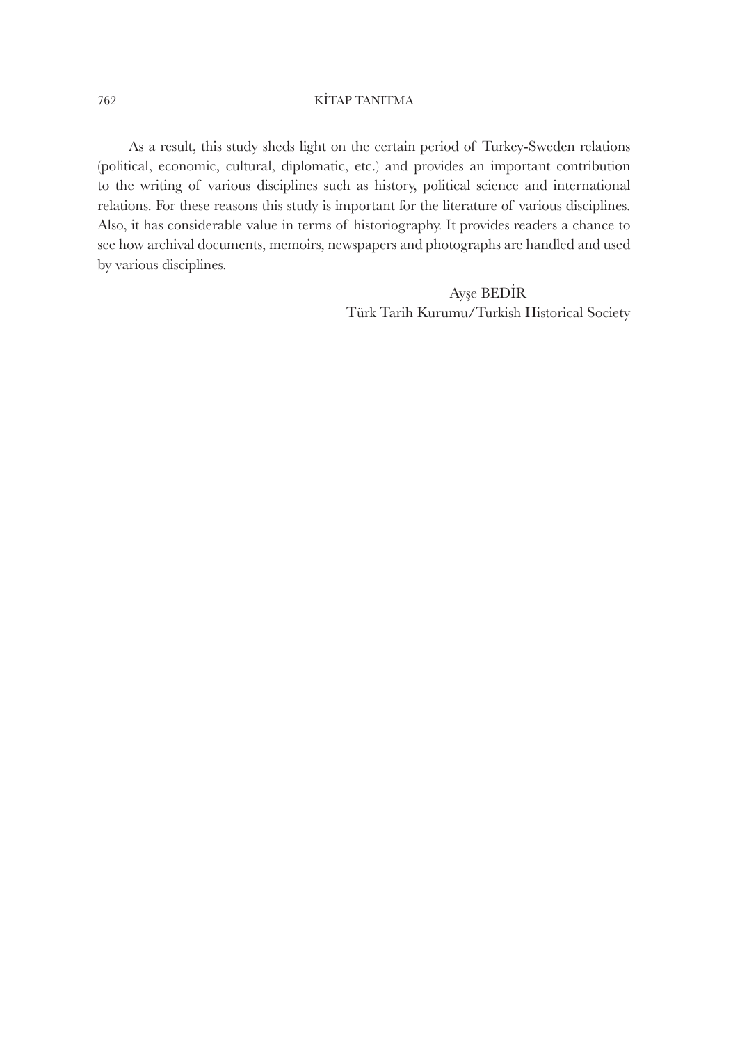As a result, this study sheds light on the certain period of Turkey-Sweden relations (political, economic, cultural, diplomatic, etc.) and provides an important contribution to the writing of various disciplines such as history, political science and international relations. For these reasons this study is important for the literature of various disciplines. Also, it has considerable value in terms of historiography. It provides readers a chance to see how archival documents, memoirs, newspapers and photographs are handled and used by various disciplines.

Ayşe BEDİR
Türk Tarih Kurumu/Turkish Historical Society